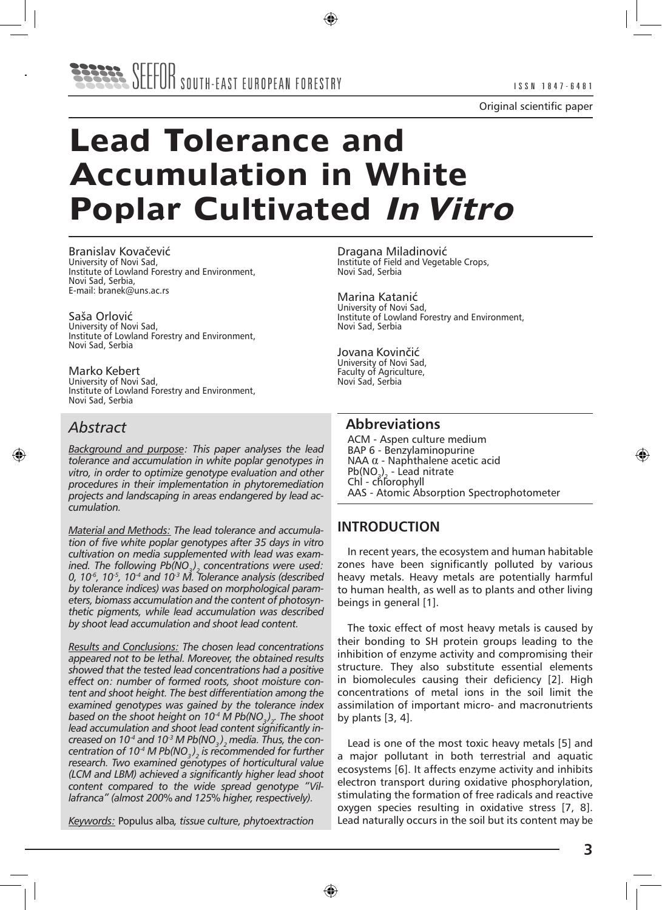Original scientific paper

# Lead Tolerance and Accumulation in White Poplar Cultivated *In Vitro*

Branislav Kovačević
University of Novi Sad,
Institute of Lowland Forestry and Environment,
Novi Sad, Serbia,
E-mail: branek@uns.ac.rs

Saša Orlović
University of Novi Sad,
Institute of Lowland Forestry and Environment,
Novi Sad, Serbia

Marko Kebert
University of Novi Sad,
Institute of Lowland Forestry and Environment,
Novi Sad, Serbia

Dragana Miladinović
Institute of Field and Vegetable Crops,
Novi Sad, Serbia

Marina Katanić
University of Novi Sad,
Institute of Lowland Forestry and Environment,
Novi Sad, Serbia

Jovana Kovinčić
University of Novi Sad,
Faculty of Agriculture,
Novi Sad, Serbia

## *Abstract*

*Background and purpose: This paper analyses the lead tolerance and accumulation in white poplar genotypes in vitro, in order to optimize genotype evaluation and other procedures in their implementation in phytoremediation projects and landscaping in areas endangered by lead accumulation.*

*Material and Methods: The lead tolerance and accumulation of five white poplar genotypes after 35 days in vitro cultivation on media supplemented with lead was examined. The following $Pb(NO_3)_2$ concentrations were used: 0, $10^{-6}$, $10^{-5}$, $10^{-4}$ and $10^{-3}$ M. Tolerance analysis (described by tolerance indices) was based on morphological parameters, biomass accumulation and the content of photosynthetic pigments, while lead accumulation was described by shoot lead accumulation and shoot lead content.*

*Results and Conclusions: The chosen lead concentrations appeared not to be lethal. Moreover, the obtained results showed that the tested lead concentrations had a positive effect on: number of formed roots, shoot moisture content and shoot height. The best differentiation among the examined genotypes was gained by the tolerance index based on the shoot height on $10^{-4}$ M $Pb(NO_3)_2$. The shoot lead accumulation and shoot lead content significantly increased on $10^{-4}$ and $10^{-3}$ M $Pb(NO_3)_2$ media. Thus, the concentration of $10^{-4}$ M $Pb(NO_3)_2$ is recommended for further research. Two examined genotypes of horticultural value (LCM and LBM) achieved a significantly higher lead shoot content compared to the wide spread genotype "Villafranca" (almost 200% and 125% higher, respectively).*

*Keywords:* Populus alba*, tissue culture, phytoextraction*

## Abbreviations

ACM - Aspen culture medium
BAP 6 - Benzylaminopurine
NAA α - Naphthalene acetic acid
$Pb(NO_3)_2$ - Lead nitrate
Chl - chlorophyll
AAS - Atomic Absorption Spectrophotometer

## INTRODUCTION

In recent years, the ecosystem and human habitable zones have been significantly polluted by various heavy metals. Heavy metals are potentially harmful to human health, as well as to plants and other living beings in general [1].

The toxic effect of most heavy metals is caused by their bonding to SH protein groups leading to the inhibition of enzyme activity and compromising their structure. They also substitute essential elements in biomolecules causing their deficiency [2]. High concentrations of metal ions in the soil limit the assimilation of important micro- and macronutrients by plants [3, 4].

Lead is one of the most toxic heavy metals [5] and a major pollutant in both terrestrial and aquatic ecosystems [6]. It affects enzyme activity and inhibits electron transport during oxidative phosphorylation, stimulating the formation of free radicals and reactive oxygen species resulting in oxidative stress [7, 8]. Lead naturally occurs in the soil but its content may be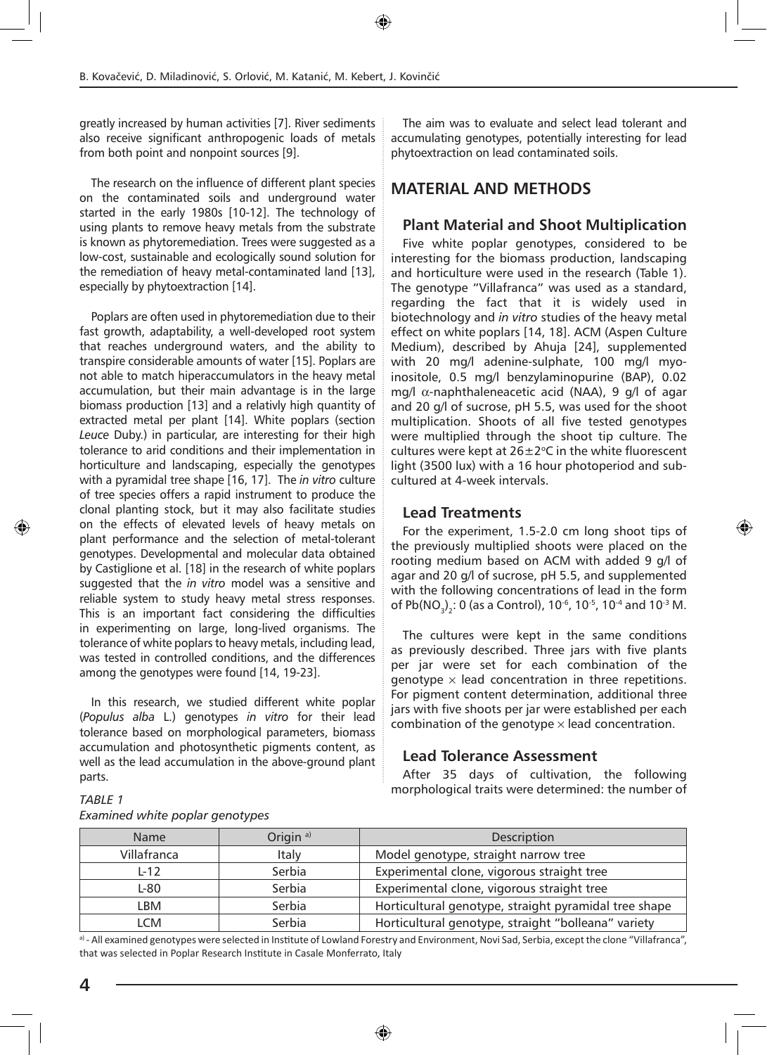greatly increased by human activities [7]. River sediments also receive significant anthropogenic loads of metals from both point and nonpoint sources [9].

The research on the influence of different plant species on the contaminated soils and underground water started in the early 1980s [10-12]. The technology of using plants to remove heavy metals from the substrate is known as phytoremediation. Trees were suggested as a low-cost, sustainable and ecologically sound solution for the remediation of heavy metal-contaminated land [13], especially by phytoextraction [14].

Poplars are often used in phytoremediation due to their fast growth, adaptability, a well-developed root system that reaches underground waters, and the ability to transpire considerable amounts of water [15]. Poplars are not able to match hiperaccumulators in the heavy metal accumulation, but their main advantage is in the large biomass production [13] and a relativly high quantity of extracted metal per plant [14]. White poplars (section *Leuce* Duby.) in particular, are interesting for their high tolerance to arid conditions and their implementation in horticulture and landscaping, especially the genotypes with a pyramidal tree shape [16, 17]. The *in vitro* culture of tree species offers a rapid instrument to produce the clonal planting stock, but it may also facilitate studies on the effects of elevated levels of heavy metals on plant performance and the selection of metal-tolerant genotypes. Developmental and molecular data obtained by Castiglione et al. [18] in the research of white poplars suggested that the *in vitro* model was a sensitive and reliable system to study heavy metal stress responses. This is an important fact considering the difficulties in experimenting on large, long-lived organisms. The tolerance of white poplars to heavy metals, including lead, was tested in controlled conditions, and the differences among the genotypes were found [14, 19-23].

In this research, we studied different white poplar (*Populus alba* L.) genotypes *in vitro* for their lead tolerance based on morphological parameters, biomass accumulation and photosynthetic pigments content, as well as the lead accumulation in the above-ground plant parts.

The aim was to evaluate and select lead tolerant and accumulating genotypes, potentially interesting for lead phytoextraction on lead contaminated soils.

## MATERIAL AND METHODS

### Plant Material and Shoot Multiplication

Five white poplar genotypes, considered to be interesting for the biomass production, landscaping and horticulture were used in the research (Table 1). The genotype "Villafranca" was used as a standard, regarding the fact that it is widely used in biotechnology and *in vitro* studies of the heavy metal effect on white poplars [14, 18]. ACM (Aspen Culture Medium), described by Ahuja [24], supplemented with 20 mg/l adenine-sulphate, 100 mg/l myo-inositole, 0.5 mg/l benzylaminopurine (BAP), 0.02 mg/l $\alpha$-naphthaleneacetic acid (NAA), 9 g/l of agar and 20 g/l of sucrose, pH 5.5, was used for the shoot multiplication. Shoots of all five tested genotypes were multiplied through the shoot tip culture. The cultures were kept at 26±2°C in the white fluorescent light (3500 lux) with a 16 hour photoperiod and sub-cultured at 4-week intervals.

### Lead Treatments

For the experiment, 1.5-2.0 cm long shoot tips of the previously multiplied shoots were placed on the rooting medium based on ACM with added 9 g/l of agar and 20 g/l of sucrose, pH 5.5, and supplemented with the following concentrations of lead in the form of $Pb(NO_3)_2$: 0 (as a Control), $10^{-6}$, $10^{-5}$, $10^{-4}$ and $10^{-3}$ M.

The cultures were kept in the same conditions as previously described. Three jars with five plants per jar were set for each combination of the genotype × lead concentration in three repetitions. For pigment content determination, additional three jars with five shoots per jar were established per each combination of the genotype × lead concentration.

### Lead Tolerance Assessment

After 35 days of cultivation, the following morphological traits were determined: the number of

*TABLE 1*
*Examined white poplar genotypes*

| Name | Origin [a] | Description |
|---|---|---|
| Villafranca | Italy | Model genotype, straight narrow tree |
| L-12 | Serbia | Experimental clone, vigorous straight tree |
| L-80 | Serbia | Experimental clone, vigorous straight tree |
| LBM | Serbia | Horticultural genotype, straight pyramidal tree shape |
| LCM | Serbia | Horticultural genotype, straight "bolleana" variety |

[a] - All examined genotypes were selected in Institute of Lowland Forestry and Environment, Novi Sad, Serbia, except the clone "Villafranca", that was selected in Poplar Research Institute in Casale Monferrato, Italy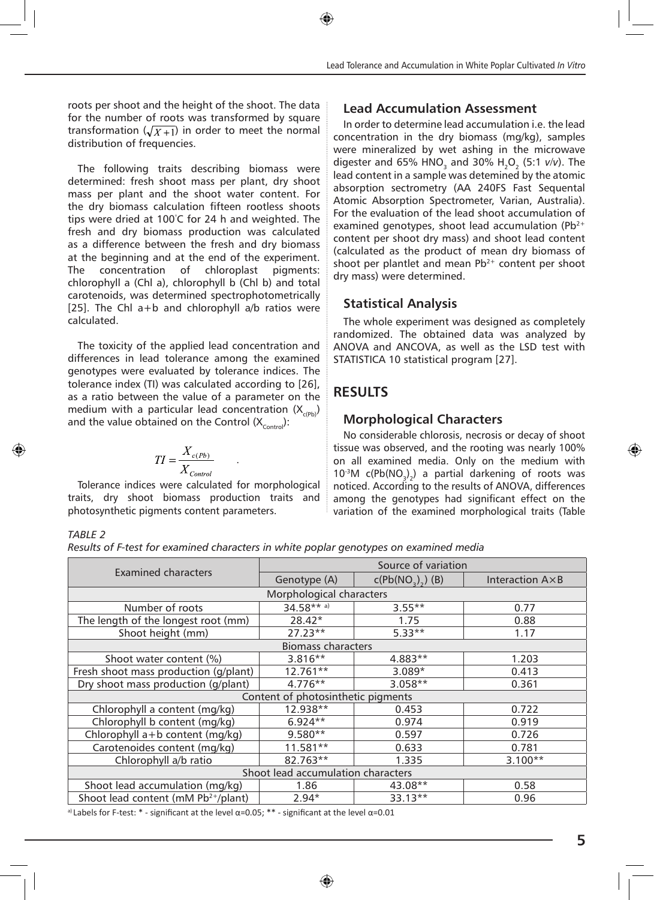roots per shoot and the height of the shoot. The data for the number of roots was transformed by square transformation ($\sqrt{X+1}$) in order to meet the normal distribution of frequencies.

The following traits describing biomass were determined: fresh shoot mass per plant, dry shoot mass per plant and the shoot water content. For the dry biomass calculation fifteen rootless shoots tips were dried at 100°C for 24 h and weighted. The fresh and dry biomass production was calculated as a difference between the fresh and dry biomass at the beginning and at the end of the experiment. The concentration of chloroplast pigments: chlorophyll a (Chl a), chlorophyll b (Chl b) and total carotenoids, was determined spectrophotometrically [25]. The Chl a+b and chlorophyll a/b ratios were calculated.

The toxicity of the applied lead concentration and differences in lead tolerance among the examined genotypes were evaluated by tolerance indices. The tolerance index (TI) was calculated according to [26], as a ratio between the value of a parameter on the medium with a particular lead concentration ($X_{c(Pb)}$) and the value obtained on the Control ($X_{Control}$):

$$TI = \frac{X_{c(Pb)}}{X_{Control}}$$

Tolerance indices were calculated for morphological traits, dry shoot biomass production traits and photosynthetic pigments content parameters.

## Lead Accumulation Assessment

In order to determine lead accumulation i.e. the lead concentration in the dry biomass (mg/kg), samples were mineralized by wet ashing in the microwave digester and 65% $HNO_3$ and 30% $H_2O_2$ (5:1 *v/v*). The lead content in a sample was detemined by the atomic absorption sectrometry (AA 240FS Fast Sequental Atomic Absorption Spectrometer, Varian, Australia). For the evaluation of the lead shoot accumulation of examined genotypes, shoot lead accumulation ($Pb^{2+}$ content per shoot dry mass) and shoot lead content (calculated as the product of mean dry biomass of shoot per plantlet and mean $Pb^{2+}$ content per shoot dry mass) were determined.

## Statistical Analysis

The whole experiment was designed as completely randomized. The obtained data was analyzed by ANOVA and ANCOVA, as well as the LSD test with STATISTICA 10 statistical program [27].

# RESULTS

## Morphological Characters

No considerable chlorosis, necrosis or decay of shoot tissue was observed, and the rooting was nearly 100% on all examined media. Only on the medium with $10^{-3}$M c($Pb(NO_3)_2$) a partial darkening of roots was noticed. According to the results of ANOVA, differences among the genotypes had significant effect on the variation of the examined morphological traits (Table

*TABLE 2*

*Results of F-test for examined characters in white poplar genotypes on examined media*

| Examined characters | Source of variation | | |
|---|---|---|---|
| | Genotype (A) | c($Pb(NO_3)_2$) (B) | Interaction A×B |
| **Morphological characters** | | | |
| Number of roots | 34.58** [a)] | 3.55** | 0.77 |
| The length of the longest root (mm) | 28.42* | 1.75 | 0.88 |
| Shoot height (mm) | 27.23** | 5.33** | 1.17 |
| **Biomass characters** | | | |
| Shoot water content (%) | 3.816** | 4.883** | 1.203 |
| Fresh shoot mass production (g/plant) | 12.761** | 3.089* | 0.413 |
| Dry shoot mass production (g/plant) | 4.776** | 3.058** | 0.361 |
| **Content of photosinthetic pigments** | | | |
| Chlorophyll a content (mg/kg) | 12.938** | 0.453 | 0.722 |
| Chlorophyll b content (mg/kg) | 6.924** | 0.974 | 0.919 |
| Chlorophyll a+b content (mg/kg) | 9.580** | 0.597 | 0.726 |
| Carotenoides content (mg/kg) | 11.581** | 0.633 | 0.781 |
| Chlorophyll a/b ratio | 82.763** | 1.335 | 3.100** |
| **Shoot lead accumulation characters** | | | |
| Shoot lead accumulation (mg/kg) | 1.86 | 43.08** | 0.58 |
| Shoot lead content (mM $Pb^{2+}$/plant) | 2.94* | 33.13** | 0.96 |

[a)] Labels for F-test: * - significant at the level α=0.05; ** - significant at the level α=0.01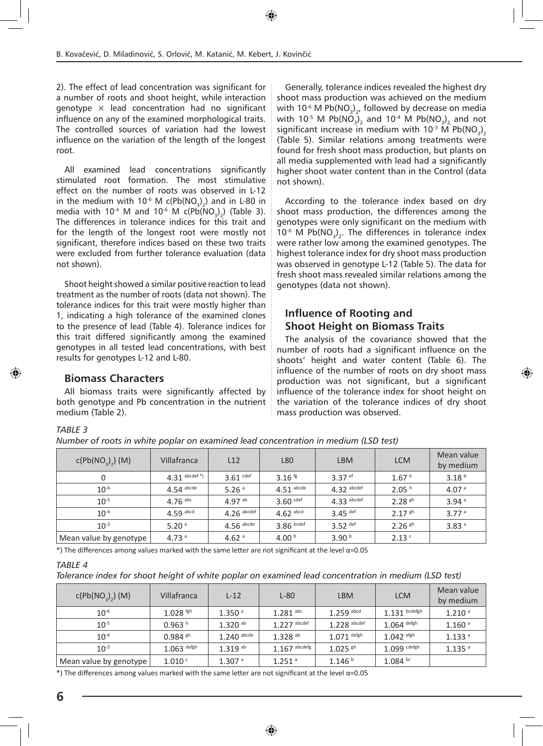2). The effect of lead concentration was significant for a number of roots and shoot height, while interaction genotype × lead concentration had no significant influence on any of the examined morphological traits. The controlled sources of variation had the lowest influence on the variation of the length of the longest root.

All examined lead concentrations significantly stimulated root formation. The most stimulative effect on the number of roots was observed in L-12 in the medium with $10^{-6}$ M $c(Pb(NO_3)_2)$ and in L-80 in media with $10^{-4}$ M and $10^{-6}$ M $c(Pb(NO_3)_2)$ (Table 3). The differences in tolerance indices for this trait and for the length of the longest root were mostly not significant, therefore indices based on these two traits were excluded from further tolerance evaluation (data not shown).

Shoot height showed a similar positive reaction to lead treatment as the number of roots (data not shown). The tolerance indices for this trait were mostly higher than 1, indicating a high tolerance of the examined clones to the presence of lead (Table 4). Tolerance indices for this trait differed significantly among the examined genotypes in all tested lead concentrations, with best results for genotypes L-12 and L-80.

### Biomass Characters

All biomass traits were significantly affected by both genotype and Pb concentration in the nutrient medium (Table 2).

Generally, tolerance indices revealed the highest dry shoot mass production was achieved on the medium with $10^{-6}$ M $Pb(NO_3)_2$, followed by decrease on media with $10^{-5}$ M $Pb(NO_3)_2$ and $10^{-4}$ M $Pb(NO_3)_2$ and not significant increase in medium with $10^{-3}$ M $Pb(NO_3)_2$ (Table 5). Similar relations among treatments were found for fresh shoot mass production, but plants on all media supplemented with lead had a significantly higher shoot water content than in the Control (data not shown).

According to the tolerance index based on dry shoot mass production, the differences among the genotypes were only significant on the medium with $10^{-6}$ M $Pb(NO_3)_2$. The differences in tolerance index were rather low among the examined genotypes. The highest tolerance index for dry shoot mass production was observed in genotype L-12 (Table 5). The data for fresh shoot mass revealed similar relations among the genotypes (data not shown).

## Influence of Rooting and Shoot Height on Biomass Traits

The analysis of the covariance showed that the number of roots had a significant influence on the shoots' height and water content (Table 6). The influence of the number of roots on dry shoot mass production was not significant, but a significant influence of the tolerance index for shoot height on the variation of the tolerance indices of dry shoot mass production was observed.

*TABLE 3*

*Number of roots in white poplar on examined lead concentration in medium (LSD test)*

| $c(Pb(NO_3)_2)$ (M) | Villafranca | L12 | L80 | LBM | LCM | Mean value by medium |
|---|---|---|---|---|---|---|
| 0 | 4.31 $^{abcdef}$ *) | 3.61 $^{cdef}$ | 3.16 $^{fg}$ | 3.37 $^{ef}$ | 1.67 $^{h}$ | 3.18 $^{b}$ |
| $10^{-6}$ | 4.54 $^{abcde}$ | 5.26 $^{a}$ | 4.51 $^{abcde}$ | 4.32 $^{abcdef}$ | 2.05 $^{h}$ | 4.07 $^{a}$ |
| $10^{-5}$ | 4.76 $^{abc}$ | 4.97 $^{ab}$ | 3.60 $^{cdef}$ | 4.33 $^{abcdef}$ | 2.28 $^{gh}$ | 3.94 $^{a}$ |
| $10^{-4}$ | 4.59 $^{abcd}$ | 4.26 $^{abcdef}$ | 4.62 $^{abcd}$ | 3.45 $^{def}$ | 2.17 $^{gh}$ | 3.77 $^{a}$ |
| $10^{-3}$ | 5.20 $^{a}$ | 4.56 $^{abcde}$ | 3.86 $^{bcdef}$ | 3.52 $^{def}$ | 2.26 $^{gh}$ | 3.83 $^{a}$ |
| Mean value by genotype | 4.73 $^{a}$ | 4.62 $^{a}$ | 4.00 $^{b}$ | 3.90 $^{b}$ | 2.13 $^{c}$ | |

*) The differences among values marked with the same letter are not significant at the level α=0.05

*TABLE 4*

*Tolerance index for shoot height of white poplar on examined lead concentration in medium (LSD test)*

| $c(Pb(NO_3)_2)$ (M) | Villafranca | L-12 | L-80 | LBM | LCM | Mean value by medium |
|---|---|---|---|---|---|---|
| $10^{-6}$ | 1.028 $^{fgh}$ | 1.350 $^{a}$ | 1.281 $^{abc}$ | 1.259 $^{abcd}$ | 1.131 $^{bcdefgh}$ | 1.210 $^{a}$ |
| $10^{-5}$ | 0.963 $^{h}$ | 1.320 $^{ab}$ | 1.227 $^{abcdef}$ | 1.228 $^{abcdef}$ | 1.064 $^{defgh}$ | 1.160 $^{a}$ |
| $10^{-4}$ | 0.984 $^{gh}$ | 1.240 $^{abcde}$ | 1.328 $^{ab}$ | 1.071 $^{defgh}$ | 1.042 $^{efgh}$ | 1.133 $^{a}$ |
| $10^{-3}$ | 1.063 $^{defgh}$ | 1.319 $^{ab}$ | 1.167 $^{abcdefg}$ | 1.025 $^{gh}$ | 1.099 $^{cdefgh}$ | 1.135 $^{a}$ |
| Mean value by genotype | 1.010 $^{c}$ | 1.307 $^{a}$ | 1.251 $^{a}$ | 1.146 $^{b}$ | 1.084 $^{bc}$ | |

*) The differences among values marked with the same letter are not significant at the level α=0.05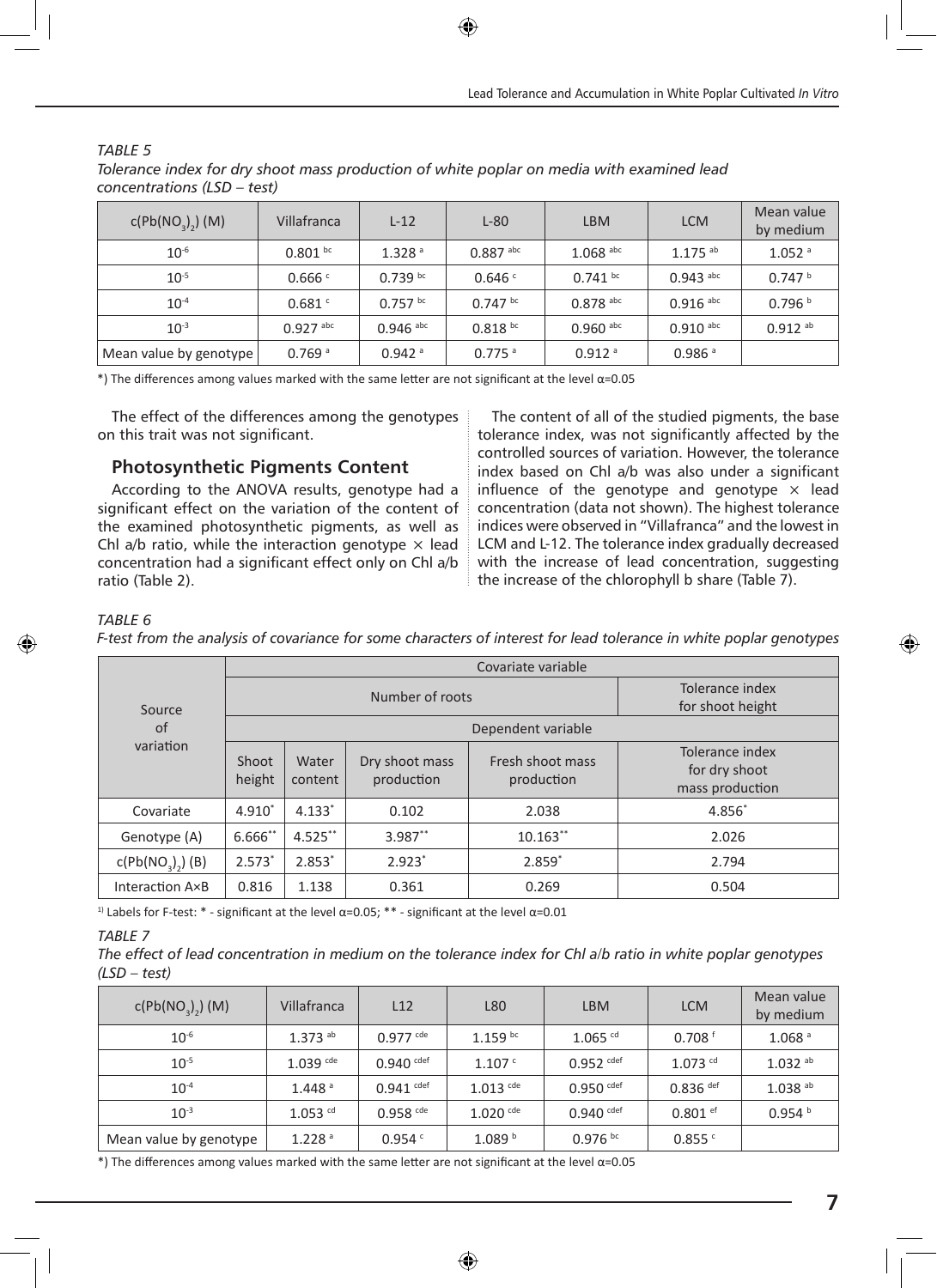*TABLE 5*
*Tolerance index for dry shoot mass production of white poplar on media with examined lead concentrations (LSD – test)*

| $c(Pb(NO_3)_2)$ (M) | Villafranca | L-12 | L-80 | LBM | LCM | Mean value by medium |
|---|---|---|---|---|---|---|
| $10^{-6}$ | $0.801^{bc}$ | $1.328^{a}$ | $0.887^{abc}$ | $1.068^{abc}$ | $1.175^{ab}$ | $1.052^{a}$ |
| $10^{-5}$ | $0.666^{c}$ | $0.739^{bc}$ | $0.646^{c}$ | $0.741^{bc}$ | $0.943^{abc}$ | $0.747^{b}$ |
| $10^{-4}$ | $0.681^{c}$ | $0.757^{bc}$ | $0.747^{bc}$ | $0.878^{abc}$ | $0.916^{abc}$ | $0.796^{b}$ |
| $10^{-3}$ | $0.927^{abc}$ | $0.946^{abc}$ | $0.818^{bc}$ | $0.960^{abc}$ | $0.910^{abc}$ | $0.912^{ab}$ |
| Mean value by genotype | $0.769^{a}$ | $0.942^{a}$ | $0.775^{a}$ | $0.912^{a}$ | $0.986^{a}$ | |

*) The differences among values marked with the same letter are not significant at the level α=0.05

The effect of the differences among the genotypes on this trait was not significant.

## Photosynthetic Pigments Content

According to the ANOVA results, genotype had a significant effect on the variation of the content of the examined photosynthetic pigments, as well as Chl a/b ratio, while the interaction genotype × lead concentration had a significant effect only on Chl a/b ratio (Table 2).

The content of all of the studied pigments, the base tolerance index, was not significantly affected by the controlled sources of variation. However, the tolerance index based on Chl a/b was also under a significant influence of the genotype and genotype × lead concentration (data not shown). The highest tolerance indices were observed in "Villafranca" and the lowest in LCM and L-12. The tolerance index gradually decreased with the increase of lead concentration, suggesting the increase of the chlorophyll b share (Table 7).

*TABLE 6*
*F-test from the analysis of covariance for some characters of interest for lead tolerance in white poplar genotypes*

| Source of variation | Covariate variable | | | | |
|---|---|---|---|---|---|
| | Number of roots | | | | Tolerance index for shoot height |
| | Dependent variable | | | | |
| | Shoot height | Water content | Dry shoot mass production | Fresh shoot mass production | Tolerance index for dry shoot mass production |
| Covariate | $4.910^{*}$ | $4.133^{*}$ | 0.102 | 2.038 | $4.856^{*}$ |
| Genotype (A) | $6.666^{**}$ | $4.525^{**}$ | $3.987^{**}$ | $10.163^{**}$ | 2.026 |
| $c(Pb(NO_3)_2)$ (B) | $2.573^{*}$ | $2.853^{*}$ | $2.923^{*}$ | $2.859^{*}$ | 2.794 |
| Interaction A×B | 0.816 | 1.138 | 0.361 | 0.269 | 0.504 |

[1]) Labels for F-test: * - significant at the level α=0.05; ** - significant at the level α=0.01

*TABLE 7*
*The effect of lead concentration in medium on the tolerance index for Chl a/b ratio in white poplar genotypes (LSD – test)*

| $c(Pb(NO_3)_2)$ (M) | Villafranca | L12 | L80 | LBM | LCM | Mean value by medium |
|---|---|---|---|---|---|---|
| $10^{-6}$ | $1.373^{ab}$ | $0.977^{cde}$ | $1.159^{bc}$ | $1.065^{cd}$ | $0.708^{f}$ | $1.068^{a}$ |
| $10^{-5}$ | $1.039^{cde}$ | $0.940^{cdef}$ | $1.107^{c}$ | $0.952^{cdef}$ | $1.073^{cd}$ | $1.032^{ab}$ |
| $10^{-4}$ | $1.448^{a}$ | $0.941^{cdef}$ | $1.013^{cde}$ | $0.950^{cdef}$ | $0.836^{def}$ | $1.038^{ab}$ |
| $10^{-3}$ | $1.053^{cd}$ | $0.958^{cde}$ | $1.020^{cde}$ | $0.940^{cdef}$ | $0.801^{ef}$ | $0.954^{b}$ |
| Mean value by genotype | $1.228^{a}$ | $0.954^{c}$ | $1.089^{b}$ | $0.976^{bc}$ | $0.855^{c}$ | |

*) The differences among values marked with the same letter are not significant at the level α=0.05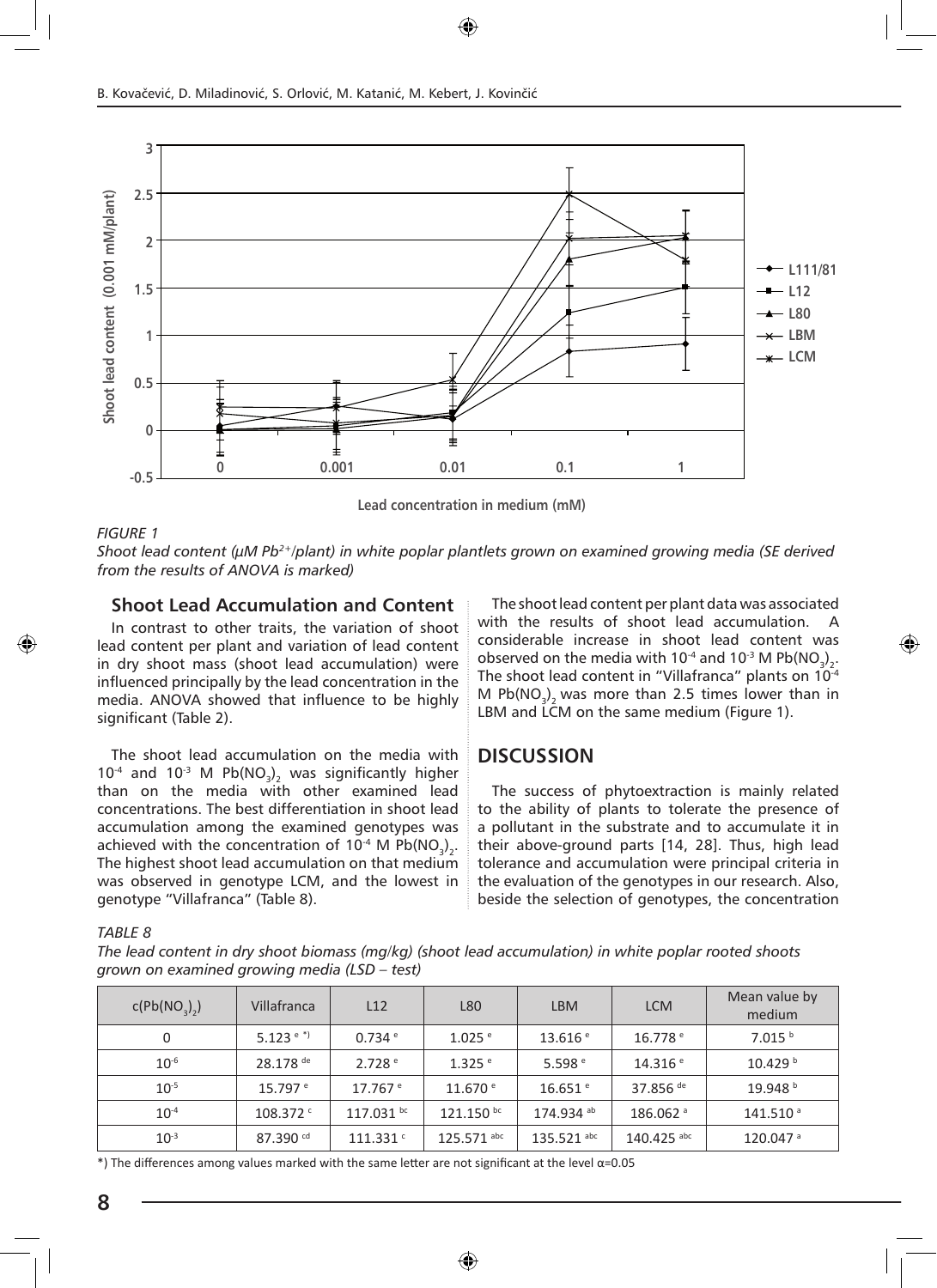*FIGURE 1*

*Shoot lead content (µM $Pb^{2+}$/plant) in white poplar plantlets grown on examined growing media (SE derived from the results of ANOVA is marked)*

### Shoot Lead Accumulation and Content

In contrast to other traits, the variation of shoot lead content per plant and variation of lead content in dry shoot mass (shoot lead accumulation) were influenced principally by the lead concentration in the media. ANOVA showed that influence to be highly significant (Table 2).

The shoot lead accumulation on the media with $10^{-4}$ and $10^{-3}$ M $Pb(NO_3)_2$ was significantly higher than on the media with other examined lead concentrations. The best differentiation in shoot lead accumulation among the examined genotypes was achieved with the concentration of $10^{-4}$ M $Pb(NO_3)_2$. The highest shoot lead accumulation on that medium was observed in genotype LCM, and the lowest in genotype "Villafranca" (Table 8).

The shoot lead content per plant data was associated with the results of shoot lead accumulation. A considerable increase in shoot lead content was observed on the media with $10^{-4}$ and $10^{-3}$ M $Pb(NO_3)_2$. The shoot lead content in "Villafranca" plants on $10^{-4}$ M $Pb(NO_3)_2$ was more than 2.5 times lower than in LBM and LCM on the same medium (Figure 1).

## DISCUSSION

The success of phytoextraction is mainly related to the ability of plants to tolerate the presence of a pollutant in the substrate and to accumulate it in their above-ground parts [14, 28]. Thus, high lead tolerance and accumulation were principal criteria in the evaluation of the genotypes in our research. Also, beside the selection of genotypes, the concentration

*TABLE 8*

*The lead content in dry shoot biomass (mg/kg) (shoot lead accumulation) in white poplar rooted shoots grown on examined growing media (LSD – test)*

| $c(Pb(NO_3)_2)$ | Villafranca | L12 | L80 | LBM | LCM | Mean value by medium |
|---|---|---|---|---|---|---|
| 0 | 5.123 [e *)] | 0.734 [e] | 1.025 [e] | 13.616 [e] | 16.778 [e] | 7.015 [b] |
| $10^{-6}$ | 28.178 [de] | 2.728 [e] | 1.325 [e] | 5.598 [e] | 14.316 [e] | 10.429 [b] |
| $10^{-5}$ | 15.797 [e] | 17.767 [e] | 11.670 [e] | 16.651 [e] | 37.856 [de] | 19.948 [b] |
| $10^{-4}$ | 108.372 [c] | 117.031 [bc] | 121.150 [bc] | 174.934 [ab] | 186.062 [a] | 141.510 [a] |
| $10^{-3}$ | 87.390 [cd] | 111.331 [c] | 125.571 [abc] | 135.521 [abc] | 140.425 [abc] | 120.047 [a] |

*) The differences among values marked with the same letter are not significant at the level α=0.05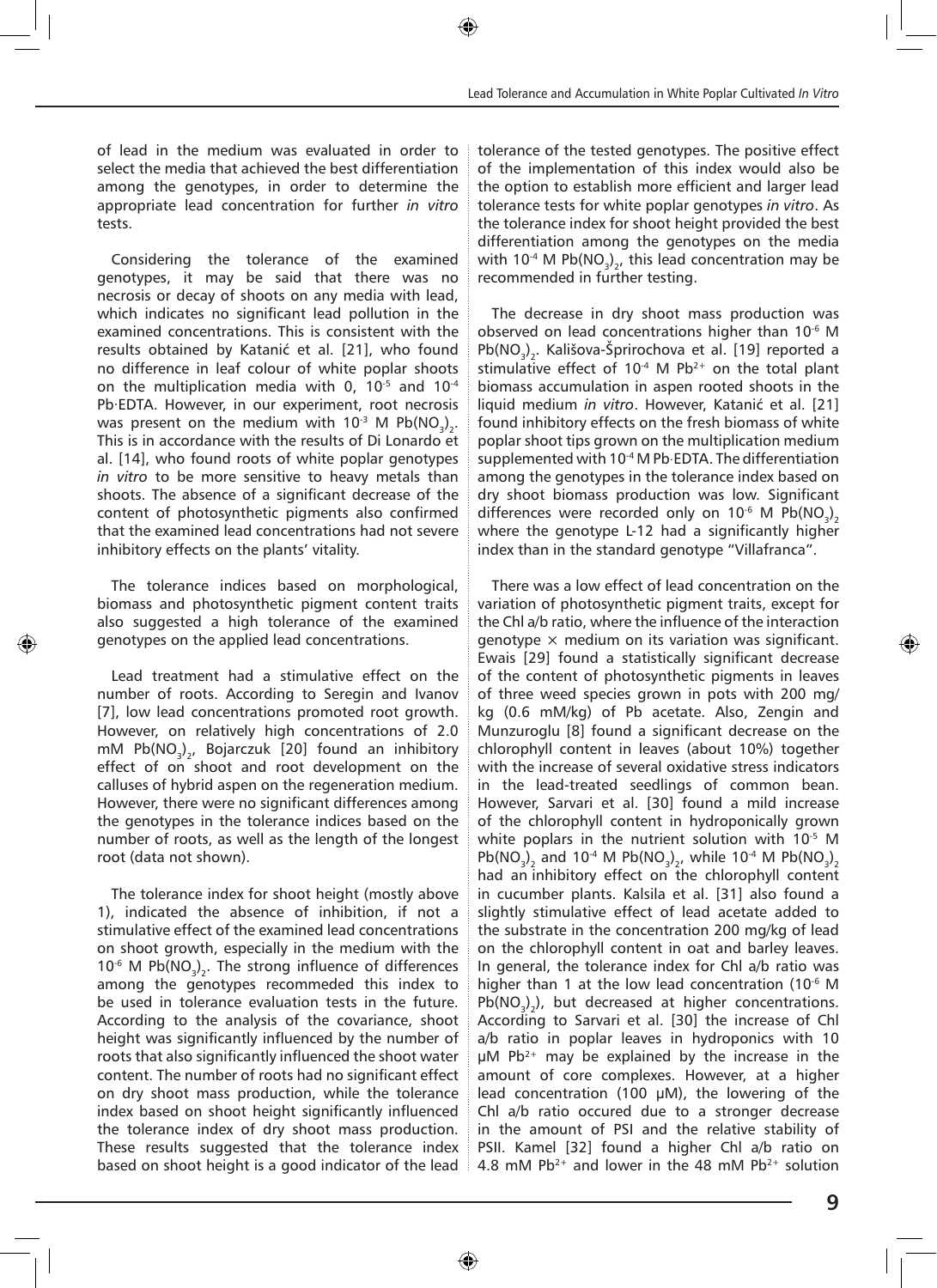of lead in the medium was evaluated in order to select the media that achieved the best differentiation among the genotypes, in order to determine the appropriate lead concentration for further *in vitro* tests.

Considering the tolerance of the examined genotypes, it may be said that there was no necrosis or decay of shoots on any media with lead, which indicates no significant lead pollution in the examined concentrations. This is consistent with the results obtained by Katanić et al. [21], who found no difference in leaf colour of white poplar shoots on the multiplication media with 0, $10^{-5}$ and $10^{-4}$ Pb·EDTA. However, in our experiment, root necrosis was present on the medium with $10^{-3}$ M $Pb(NO_3)_2$. This is in accordance with the results of Di Lonardo et al. [14], who found roots of white poplar genotypes *in vitro* to be more sensitive to heavy metals than shoots. The absence of a significant decrease of the content of photosynthetic pigments also confirmed that the examined lead concentrations had not severe inhibitory effects on the plants' vitality.

The tolerance indices based on morphological, biomass and photosynthetic pigment content traits also suggested a high tolerance of the examined genotypes on the applied lead concentrations.

Lead treatment had a stimulative effect on the number of roots. According to Seregin and Ivanov [7], low lead concentrations promoted root growth. However, on relatively high concentrations of 2.0 mM $Pb(NO_3)_2$, Bojarczuk [20] found an inhibitory effect of on shoot and root development on the calluses of hybrid aspen on the regeneration medium. However, there were no significant differences among the genotypes in the tolerance indices based on the number of roots, as well as the length of the longest root (data not shown).

The tolerance index for shoot height (mostly above 1), indicated the absence of inhibition, if not a stimulative effect of the examined lead concentrations on shoot growth, especially in the medium with the $10^{-6}$ M $Pb(NO_3)_2$. The strong influence of differences among the genotypes recommeded this index to be used in tolerance evaluation tests in the future. According to the analysis of the covariance, shoot height was significantly influenced by the number of roots that also significantly influenced the shoot water content. The number of roots had no significant effect on dry shoot mass production, while the tolerance index based on shoot height significantly influenced the tolerance index of dry shoot mass production. These results suggested that the tolerance index based on shoot height is a good indicator of the lead tolerance of the tested genotypes. The positive effect of the implementation of this index would also be the option to establish more efficient and larger lead tolerance tests for white poplar genotypes *in vitro*. As the tolerance index for shoot height provided the best differentiation among the genotypes on the media with $10^{-4}$ M $Pb(NO_3)_2$, this lead concentration may be recommended in further testing.

The decrease in dry shoot mass production was observed on lead concentrations higher than $10^{-6}$ M $Pb(NO_3)_2$. Kališova-Šprirochova et al. [19] reported a stimulative effect of $10^{-4}$ M $Pb^{2+}$ on the total plant biomass accumulation in aspen rooted shoots in the liquid medium *in vitro*. However, Katanić et al. [21] found inhibitory effects on the fresh biomass of white poplar shoot tips grown on the multiplication medium supplemented with $10^{-4}$ M Pb·EDTA. The differentiation among the genotypes in the tolerance index based on dry shoot biomass production was low. Significant differences were recorded only on $10^{-6}$ M $Pb(NO_3)_2$ where the genotype L-12 had a significantly higher index than in the standard genotype "Villafranca".

There was a low effect of lead concentration on the variation of photosynthetic pigment traits, except for the Chl a/b ratio, where the influence of the interaction genotype × medium on its variation was significant. Ewais [29] found a statistically significant decrease of the content of photosynthetic pigments in leaves of three weed species grown in pots with 200 mg/kg (0.6 mM/kg) of Pb acetate. Also, Zengin and Munzuroglu [8] found a significant decrease on the chlorophyll content in leaves (about 10%) together with the increase of several oxidative stress indicators in the lead-treated seedlings of common bean. However, Sarvari et al. [30] found a mild increase of the chlorophyll content in hydroponically grown white poplars in the nutrient solution with $10^{-5}$ M $Pb(NO_3)_2$ and $10^{-4}$ M $Pb(NO_3)_2$, while $10^{-4}$ M $Pb(NO_3)_2$ had an inhibitory effect on the chlorophyll content in cucumber plants. Kalsila et al. [31] also found a slightly stimulative effect of lead acetate added to the substrate in the concentration 200 mg/kg of lead on the chlorophyll content in oat and barley leaves. In general, the tolerance index for Chl a/b ratio was higher than 1 at the low lead concentration ($10^{-6}$ M $Pb(NO_3)_2$), but decreased at higher concentrations. According to Sarvari et al. [30] the increase of Chl a/b ratio in poplar leaves in hydroponics with 10 µM $Pb^{2+}$ may be explained by the increase in the amount of core complexes. However, at a higher lead concentration (100 µM), the lowering of the Chl a/b ratio occured due to a stronger decrease in the amount of PSI and the relative stability of PSII. Kamel [32] found a higher Chl a/b ratio on 4.8 mM $Pb^{2+}$ and lower in the 48 mM $Pb^{2+}$ solution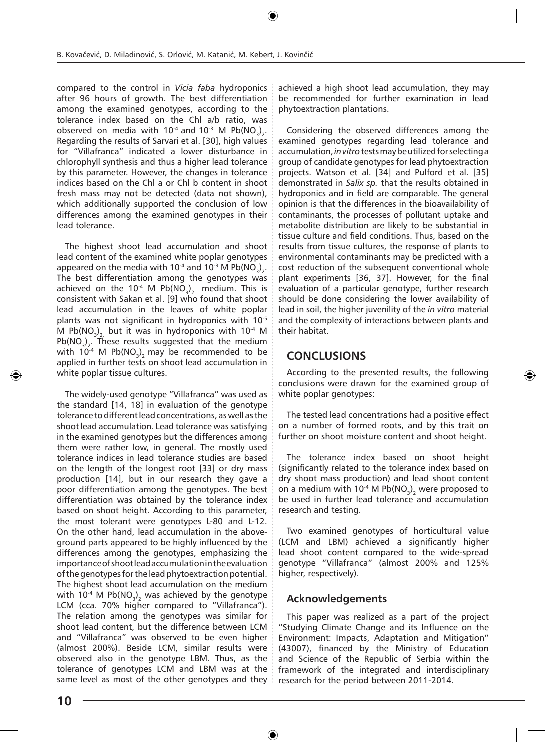compared to the control in *Vicia faba* hydroponics after 96 hours of growth. The best differentiation among the examined genotypes, according to the tolerance index based on the Chl a/b ratio, was observed on media with $10^{-4}$ and $10^{-3}$ M $Pb(NO_3)_2$. Regarding the results of Sarvari et al. [30], high values for "Villafranca" indicated a lower disturbance in chlorophyll synthesis and thus a higher lead tolerance by this parameter. However, the changes in tolerance indices based on the Chl a or Chl b content in shoot fresh mass may not be detected (data not shown), which additionally supported the conclusion of low differences among the examined genotypes in their lead tolerance.

The highest shoot lead accumulation and shoot lead content of the examined white poplar genotypes appeared on the media with $10^{-4}$ and $10^{-3}$ M $Pb(NO_3)_2$. The best differentiation among the genotypes was achieved on the $10^{-4}$ M $Pb(NO_3)_2$ medium. This is consistent with Sakan et al. [9] who found that shoot lead accumulation in the leaves of white poplar plants was not significant in hydroponics with $10^{-5}$ M $Pb(NO_3)_2$ but it was in hydroponics with $10^{-4}$ M $Pb(NO_3)_2$. These results suggested that the medium with $10^{-4}$ M $Pb(NO_3)_2$ may be recommended to be applied in further tests on shoot lead accumulation in white poplar tissue cultures.

The widely-used genotype "Villafranca" was used as the standard [14, 18] in evaluation of the genotype tolerance to different lead concentrations, as well as the shoot lead accumulation. Lead tolerance was satisfying in the examined genotypes but the differences among them were rather low, in general. The mostly used tolerance indices in lead tolerance studies are based on the length of the longest root [33] or dry mass production [14], but in our research they gave a poor differentiation among the genotypes. The best differentiation was obtained by the tolerance index based on shoot height. According to this parameter, the most tolerant were genotypes L-80 and L-12. On the other hand, lead accumulation in the above-ground parts appeared to be highly influenced by the differences among the genotypes, emphasizing the importance of shoot lead accumulation in the evaluation of the genotypes for the lead phytoextraction potential. The highest shoot lead accumulation on the medium with $10^{-4}$ M $Pb(NO_3)_2$ was achieved by the genotype LCM (cca. 70% higher compared to "Villafranca"). The relation among the genotypes was similar for shoot lead content, but the difference between LCM and "Villafranca" was observed to be even higher (almost 200%). Beside LCM, similar results were observed also in the genotype LBM. Thus, as the tolerance of genotypes LCM and LBM was at the same level as most of the other genotypes and they achieved a high shoot lead accumulation, they may be recommended for further examination in lead phytoextraction plantations.

Considering the observed differences among the examined genotypes regarding lead tolerance and accumulation, *in vitro* tests may be utilized for selecting a group of candidate genotypes for lead phytoextraction projects. Watson et al. [34] and Pulford et al. [35] demonstrated in *Salix sp.* that the results obtained in hydroponics and in field are comparable. The general opinion is that the differences in the bioavailability of contaminants, the processes of pollutant uptake and metabolite distribution are likely to be substantial in tissue culture and field conditions. Thus, based on the results from tissue cultures, the response of plants to environmental contaminants may be predicted with a cost reduction of the subsequent conventional whole plant experiments [36, 37]. However, for the final evaluation of a particular genotype, further research should be done considering the lower availability of lead in soil, the higher juvenility of the *in vitro* material and the complexity of interactions between plants and their habitat.

## CONCLUSIONS

According to the presented results, the following conclusions were drawn for the examined group of white poplar genotypes:

The tested lead concentrations had a positive effect on a number of formed roots, and by this trait on further on shoot moisture content and shoot height.

The tolerance index based on shoot height (significantly related to the tolerance index based on dry shoot mass production) and lead shoot content on a medium with $10^{-4}$ M $Pb(NO_3)_2$ were proposed to be used in further lead tolerance and accumulation research and testing.

Two examined genotypes of horticultural value (LCM and LBM) achieved a significantly higher lead shoot content compared to the wide-spread genotype "Villafranca" (almost 200% and 125% higher, respectively).

### Acknowledgements

This paper was realized as a part of the project "Studying Climate Change and its Influence on the Environment: Impacts, Adaptation and Mitigation" (43007), financed by the Ministry of Education and Science of the Republic of Serbia within the framework of the integrated and interdisciplinary research for the period between 2011-2014.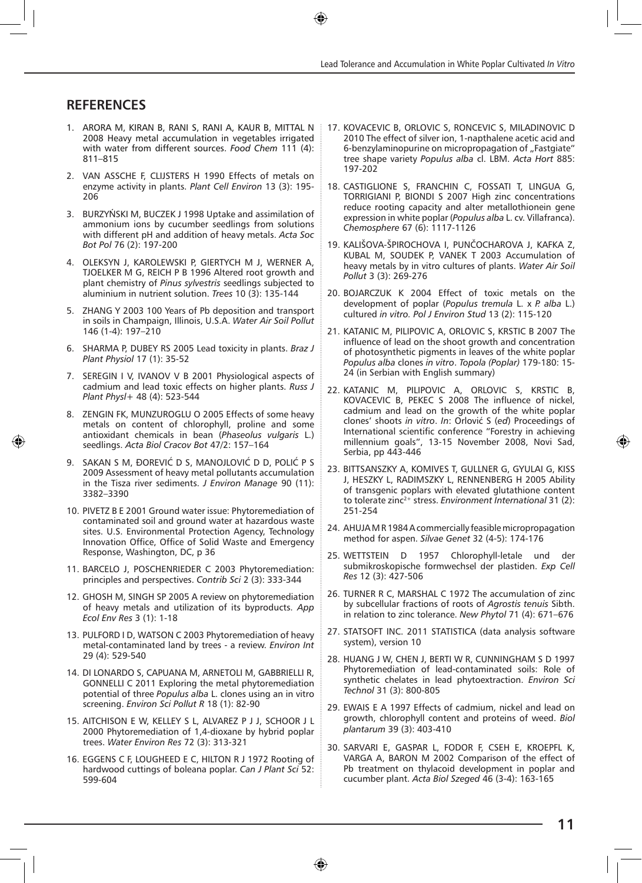## REFERENCES

1. ARORA M, KIRAN B, RANI S, RANI A, KAUR B, MITTAL N 2008 Heavy metal accumulation in vegetables irrigated with water from different sources. *Food Chem* 111 (4): 811–815
2. VAN ASSCHE F, CLIJSTERS H 1990 Effects of metals on enzyme activity in plants. *Plant Cell Environ* 13 (3): 195-206
3. BURZYŃSKI M, BUCZEK J 1998 Uptake and assimilation of ammonium ions by cucumber seedlings from solutions with different pH and addition of heavy metals. *Acta Soc Bot Pol* 76 (2): 197-200
4. OLEKSYN J, KAROLEWSKI P, GIERTYCH M J, WERNER A, TJOELKER M G, REICH P B 1996 Altered root growth and plant chemistry of *Pinus sylvestris* seedlings subjected to aluminium in nutrient solution. *Trees* 10 (3): 135-144
5. ZHANG Y 2003 100 Years of Pb deposition and transport in soils in Champaign, Illinois, U.S.A. *Water Air Soil Pollut* 146 (1-4): 197–210
6. SHARMA P, DUBEY RS 2005 Lead toxicity in plants. *Braz J Plant Physiol* 17 (1): 35-52
7. SEREGIN I V, IVANOV V B 2001 Physiological aspects of cadmium and lead toxic effects on higher plants. *Russ J Plant Physl+* 48 (4): 523-544
8. ZENGIN FK, MUNZUROGLU O 2005 Effects of some heavy metals on content of chlorophyll, proline and some antioxidant chemicals in bean (*Phaseolus vulgaris* L.) seedlings. *Acta Biol Cracov Bot* 47/2: 157–164
9. SAKAN S M, ĐOREVIĆ D S, MANOJLOVIĆ D D, POLIĆ P S 2009 Assessment of heavy metal pollutants accumulation in the Tisza river sediments. *J Environ Manage* 90 (11): 3382–3390
10. PIVETZ B E 2001 Ground water issue: Phytoremediation of contaminated soil and ground water at hazardous waste sites. U.S. Environmental Protection Agency, Technology Innovation Office, Office of Solid Waste and Emergency Response, Washington, DC, p 36
11. BARCELO J, POSCHENRIEDER C 2003 Phytoremediation: principles and perspectives. *Contrib Sci* 2 (3): 333-344
12. GHOSH M, SINGH SP 2005 A review on phytoremediation of heavy metals and utilization of its byproducts. *App Ecol Env Res* 3 (1): 1-18
13. PULFORD I D, WATSON C 2003 Phytoremediation of heavy metal-contaminated land by trees - a review. *Environ Int* 29 (4): 529-540
14. DI LONARDO S, CAPUANA M, ARNETOLI M, GABBRIELLI R, GONNELLI C 2011 Exploring the metal phytoremediation potential of three *Populus alba* L. clones using an in vitro screening. *Environ Sci Pollut R* 18 (1): 82-90
15. AITCHISON E W, KELLEY S L, ALVAREZ P J J, SCHOOR J L 2000 Phytoremediation of 1,4-dioxane by hybrid poplar trees. *Water Environ Res* 72 (3): 313-321
16. EGGENS C F, LOUGHEED E C, HILTON R J 1972 Rooting of hardwood cuttings of boleana poplar. *Can J Plant Sci* 52: 599-604
17. KOVACEVIC B, ORLOVIC S, RONCEVIC S, MILADINOVIC D 2010 The effect of silver ion, 1-napthalene acetic acid and 6-benzylaminopurine on micropropagation of „Fastgiate" tree shape variety *Populus alba* cl. LBM. *Acta Hort* 885: 197-202
18. CASTIGLIONE S, FRANCHIN C, FOSSATI T, LINGUA G, TORRIGIANI P, BIONDI S 2007 High zinc concentrations reduce rooting capacity and alter metallothionein gene expression in white poplar (*Populus alba* L. cv. Villafranca). *Chemosphere* 67 (6): 1117-1126
19. KALIŠOVA-ŠPIROCHOVA I, PUNČOCHAROVA J, KAFKA Z, KUBAL M, SOUDEK P, VANEK T 2003 Accumulation of heavy metals by in vitro cultures of plants. *Water Air Soil Pollut* 3 (3): 269-276
20. BOJARCZUK K 2004 Effect of toxic metals on the development of poplar (*Populus tremula* L. x *P. alba* L.) cultured *in vitro*. *Pol J Environ Stud* 13 (2): 115-120
21. KATANIC M, PILIPOVIC A, ORLOVIC S, KRSTIC B 2007 The influence of lead on the shoot growth and concentration of photosynthetic pigments in leaves of the white poplar *Populus alba* clones *in vitro*. *Topola (Poplar)* 179-180: 15-24 (in Serbian with English summary)
22. KATANIC M, PILIPOVIC A, ORLOVIC S, KRSTIC B, KOVACEVIC B, PEKEC S 2008 The influence of nickel, cadmium and lead on the growth of the white poplar clones' shoots *in vitro*. *In*: Orlović S (*ed*) Proceedings of International scientific conference "Forestry in achieving millennium goals", 13-15 November 2008, Novi Sad, Serbia, pp 443-446
23. BITTSANSZKY A, KOMIVES T, GULLNER G, GYULAI G, KISS J, HESZKY L, RADIMSZKY L, RENNENBERG H 2005 Ability of transgenic poplars with elevated glutathione content to tolerate zinc$^{2+}$ stress. *Environment International* 31 (2): 251-254
24. AHUJA M R 1984 A commercially feasible micropropagation method for aspen. *Silvae Genet* 32 (4-5): 174-176
25. WETTSTEIN D 1957 Chlorophyll-letale und der submikroskopische formwechsel der plastiden. *Exp Cell Res* 12 (3): 427-506
26. TURNER R C, MARSHAL C 1972 The accumulation of zinc by subcellular fractions of roots of *Agrostis tenuis* Sibth. in relation to zinc tolerance. *New Phytol* 71 (4): 671–676
27. STATSOFT INC. 2011 STATISTICA (data analysis software system), version 10
28. HUANG J W, CHEN J, BERTI W R, CUNNINGHAM S D 1997 Phytoremediation of lead-contaminated soils: Role of synthetic chelates in lead phytoextraction. *Environ Sci Technol* 31 (3): 800-805
29. EWAIS E A 1997 Effects of cadmium, nickel and lead on growth, chlorophyll content and proteins of weed. *Biol plantarum* 39 (3): 403-410
30. SARVARI E, GASPAR L, FODOR F, CSEH E, KROEPFL K, VARGA A, BARON M 2002 Comparison of the effect of Pb treatment on thylacoid development in poplar and cucumber plant. *Acta Biol Szeged* 46 (3-4): 163-165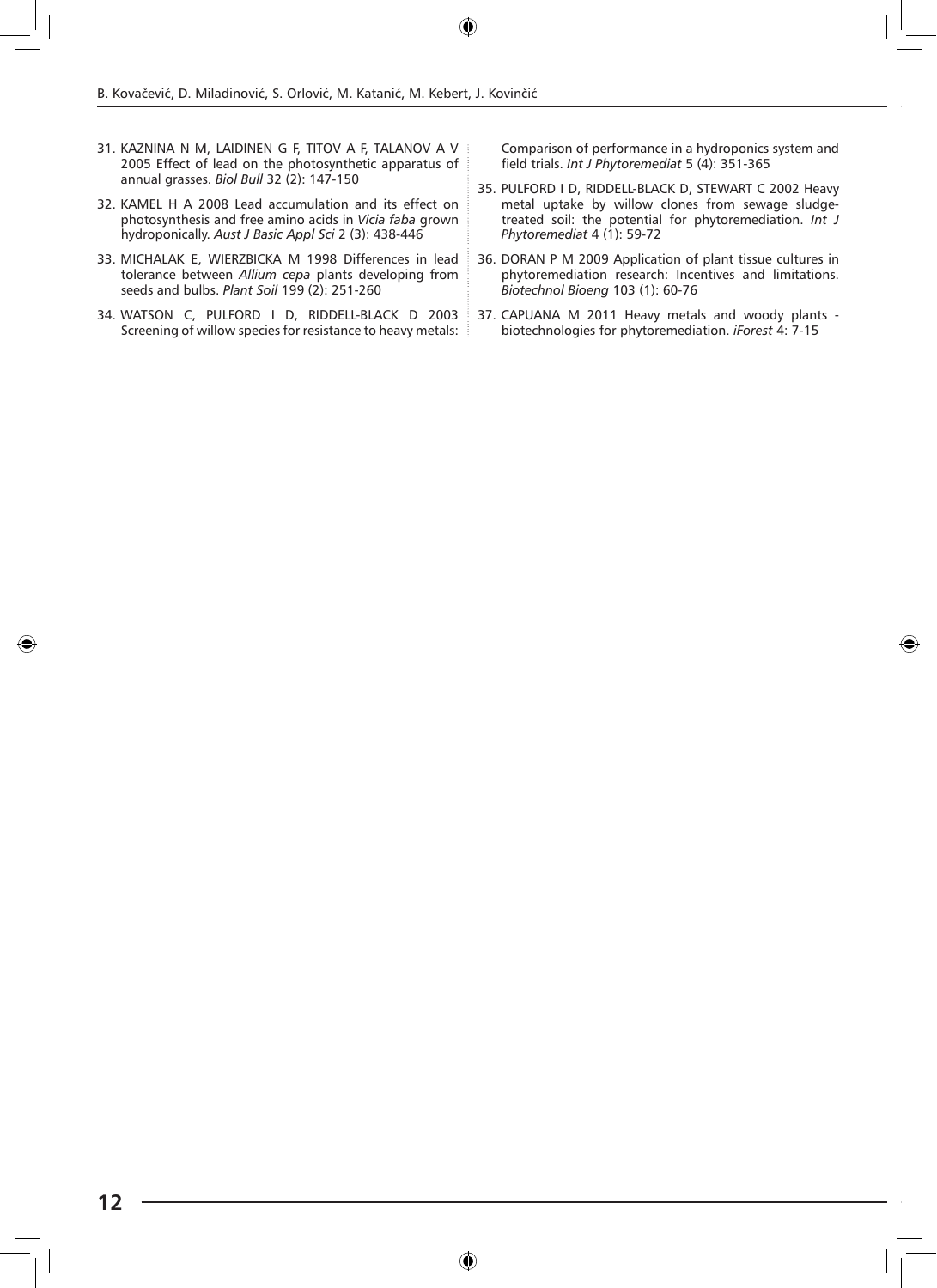31. KAZNINA N M, LAIDINEN G F, TITOV A F, TALANOV A V 2005 Effect of lead on the photosynthetic apparatus of annual grasses. *Biol Bull* 32 (2): 147-150

32. KAMEL H A 2008 Lead accumulation and its effect on photosynthesis and free amino acids in *Vicia faba* grown hydroponically. *Aust J Basic Appl Sci* 2 (3): 438-446

33. MICHALAK E, WIERZBICKA M 1998 Differences in lead tolerance between *Allium cepa* plants developing from seeds and bulbs. *Plant Soil* 199 (2): 251-260

34. WATSON C, PULFORD I D, RIDDELL-BLACK D 2003 Screening of willow species for resistance to heavy metals: Comparison of performance in a hydroponics system and field trials. *Int J Phytoremediat* 5 (4): 351-365

35. PULFORD I D, RIDDELL-BLACK D, STEWART C 2002 Heavy metal uptake by willow clones from sewage sludge-treated soil: the potential for phytoremediation. *Int J Phytoremediat* 4 (1): 59-72

36. DORAN P M 2009 Application of plant tissue cultures in phytoremediation research: Incentives and limitations. *Biotechnol Bioeng* 103 (1): 60-76

37. CAPUANA M 2011 Heavy metals and woody plants - biotechnologies for phytoremediation. *iForest* 4: 7-15